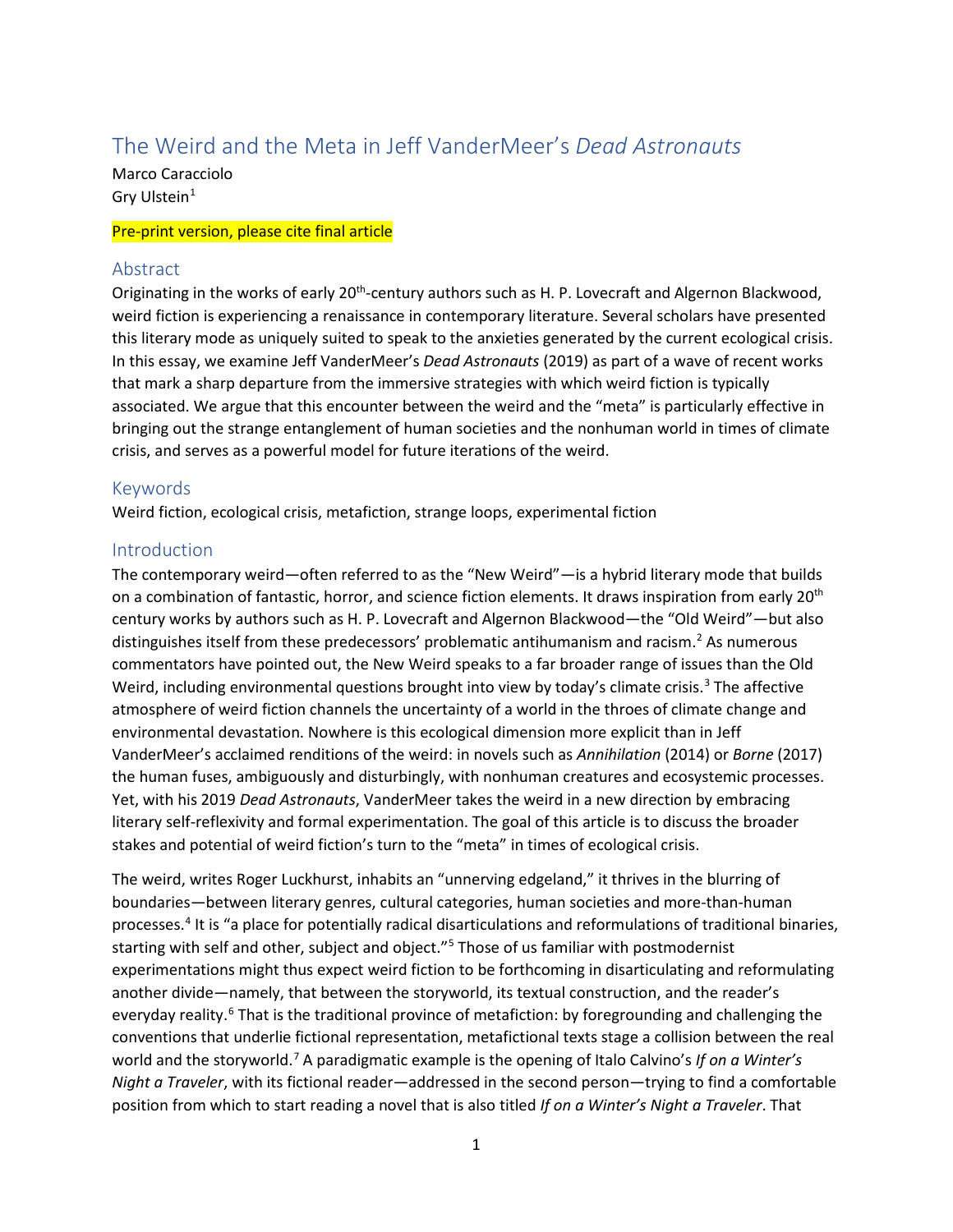# The Weird and the Meta in Jeff VanderMeer's *Dead Astronauts*

Marco Caracciolo
Gry Ulstein[1]

Pre-print version, please cite final article

## Abstract

Originating in the works of early 20th-century authors such as H. P. Lovecraft and Algernon Blackwood, weird fiction is experiencing a renaissance in contemporary literature. Several scholars have presented this literary mode as uniquely suited to speak to the anxieties generated by the current ecological crisis. In this essay, we examine Jeff VanderMeer's *Dead Astronauts* (2019) as part of a wave of recent works that mark a sharp departure from the immersive strategies with which weird fiction is typically associated. We argue that this encounter between the weird and the "meta" is particularly effective in bringing out the strange entanglement of human societies and the nonhuman world in times of climate crisis, and serves as a powerful model for future iterations of the weird.

## Keywords

Weird fiction, ecological crisis, metafiction, strange loops, experimental fiction

## Introduction

The contemporary weird—often referred to as the "New Weird"—is a hybrid literary mode that builds on a combination of fantastic, horror, and science fiction elements. It draws inspiration from early 20th century works by authors such as H. P. Lovecraft and Algernon Blackwood—the "Old Weird"—but also distinguishes itself from these predecessors' problematic antihumanism and racism.[2] As numerous commentators have pointed out, the New Weird speaks to a far broader range of issues than the Old Weird, including environmental questions brought into view by today's climate crisis.[3] The affective atmosphere of weird fiction channels the uncertainty of a world in the throes of climate change and environmental devastation. Nowhere is this ecological dimension more explicit than in Jeff VanderMeer's acclaimed renditions of the weird: in novels such as *Annihilation* (2014) or *Borne* (2017) the human fuses, ambiguously and disturbingly, with nonhuman creatures and ecosystemic processes. Yet, with his 2019 *Dead Astronauts*, VanderMeer takes the weird in a new direction by embracing literary self-reflexivity and formal experimentation. The goal of this article is to discuss the broader stakes and potential of weird fiction's turn to the "meta" in times of ecological crisis.

The weird, writes Roger Luckhurst, inhabits an "unnerving edgeland," it thrives in the blurring of boundaries—between literary genres, cultural categories, human societies and more-than-human processes.[4] It is "a place for potentially radical disarticulations and reformulations of traditional binaries, starting with self and other, subject and object."[5] Those of us familiar with postmodernist experimentations might thus expect weird fiction to be forthcoming in disarticulating and reformulating another divide—namely, that between the storyworld, its textual construction, and the reader's everyday reality.[6] That is the traditional province of metafiction: by foregrounding and challenging the conventions that underlie fictional representation, metafictional texts stage a collision between the real world and the storyworld.[7] A paradigmatic example is the opening of Italo Calvino's *If on a Winter's Night a Traveler*, with its fictional reader—addressed in the second person—trying to find a comfortable position from which to start reading a novel that is also titled *If on a Winter's Night a Traveler*. That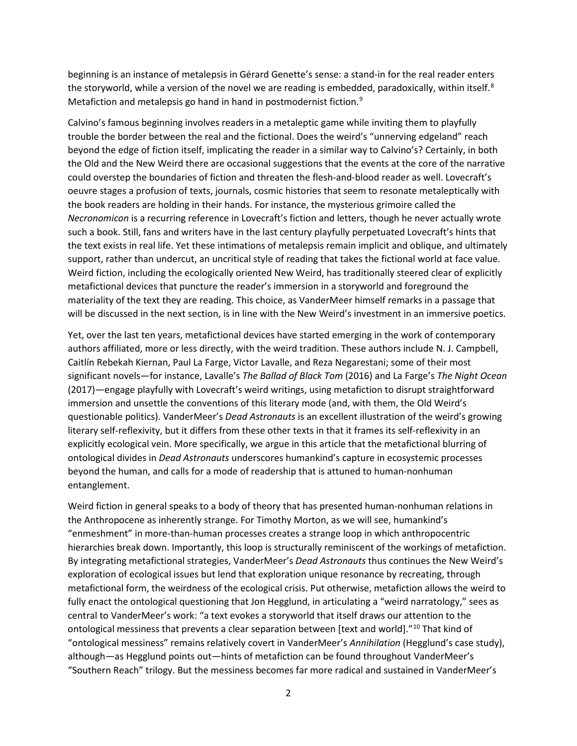beginning is an instance of metalepsis in Gérard Genette's sense: a stand-in for the real reader enters the storyworld, while a version of the novel we are reading is embedded, paradoxically, within itself.[8] Metafiction and metalepsis go hand in hand in postmodernist fiction.[9]

Calvino's famous beginning involves readers in a metaleptic game while inviting them to playfully trouble the border between the real and the fictional. Does the weird's "unnerving edgeland" reach beyond the edge of fiction itself, implicating the reader in a similar way to Calvino's? Certainly, in both the Old and the New Weird there are occasional suggestions that the events at the core of the narrative could overstep the boundaries of fiction and threaten the flesh-and-blood reader as well. Lovecraft's oeuvre stages a profusion of texts, journals, cosmic histories that seem to resonate metaleptically with the book readers are holding in their hands. For instance, the mysterious grimoire called the *Necronomicon* is a recurring reference in Lovecraft's fiction and letters, though he never actually wrote such a book. Still, fans and writers have in the last century playfully perpetuated Lovecraft's hints that the text exists in real life. Yet these intimations of metalepsis remain implicit and oblique, and ultimately support, rather than undercut, an uncritical style of reading that takes the fictional world at face value. Weird fiction, including the ecologically oriented New Weird, has traditionally steered clear of explicitly metafictional devices that puncture the reader's immersion in a storyworld and foreground the materiality of the text they are reading. This choice, as VanderMeer himself remarks in a passage that will be discussed in the next section, is in line with the New Weird's investment in an immersive poetics.

Yet, over the last ten years, metafictional devices have started emerging in the work of contemporary authors affiliated, more or less directly, with the weird tradition. These authors include N. J. Campbell, Caitlín Rebekah Kiernan, Paul La Farge, Victor Lavalle, and Reza Negarestani; some of their most significant novels—for instance, Lavalle's *The Ballad of Black Tom* (2016) and La Farge's *The Night Ocean* (2017)—engage playfully with Lovecraft's weird writings, using metafiction to disrupt straightforward immersion and unsettle the conventions of this literary mode (and, with them, the Old Weird's questionable politics). VanderMeer's *Dead Astronauts* is an excellent illustration of the weird's growing literary self-reflexivity, but it differs from these other texts in that it frames its self-reflexivity in an explicitly ecological vein. More specifically, we argue in this article that the metafictional blurring of ontological divides in *Dead Astronauts* underscores humankind's capture in ecosystemic processes beyond the human, and calls for a mode of readership that is attuned to human-nonhuman entanglement.

Weird fiction in general speaks to a body of theory that has presented human-nonhuman relations in the Anthropocene as inherently strange. For Timothy Morton, as we will see, humankind's "enmeshment" in more-than-human processes creates a strange loop in which anthropocentric hierarchies break down. Importantly, this loop is structurally reminiscent of the workings of metafiction. By integrating metafictional strategies, VanderMeer's *Dead Astronauts* thus continues the New Weird's exploration of ecological issues but lend that exploration unique resonance by recreating, through metafictional form, the weirdness of the ecological crisis. Put otherwise, metafiction allows the weird to fully enact the ontological questioning that Jon Hegglund, in articulating a "weird narratology," sees as central to VanderMeer's work: "a text evokes a storyworld that itself draws our attention to the ontological messiness that prevents a clear separation between [text and world]."[10] That kind of "ontological messiness" remains relatively covert in VanderMeer's *Annihilation* (Hegglund's case study), although—as Hegglund points out—hints of metafiction can be found throughout VanderMeer's "Southern Reach" trilogy. But the messiness becomes far more radical and sustained in VanderMeer's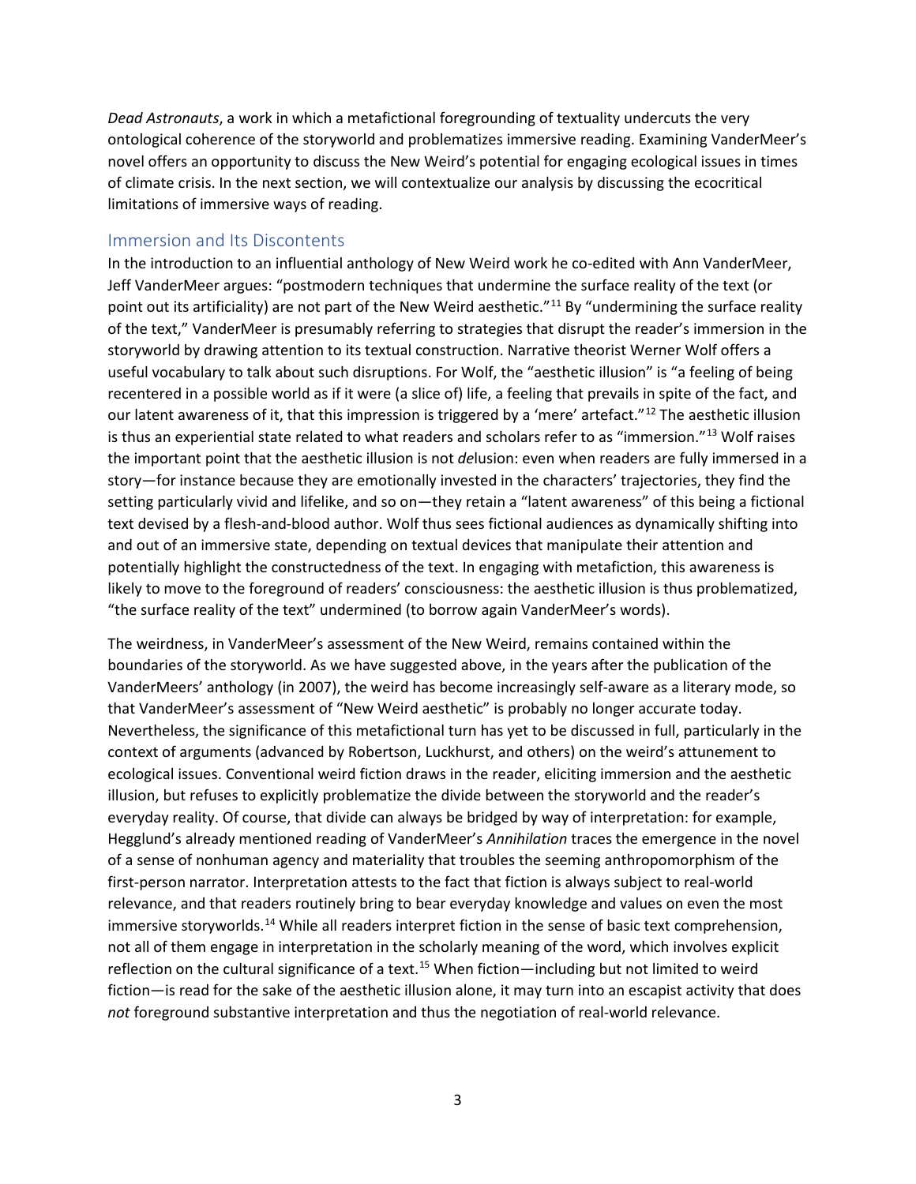*Dead Astronauts*, a work in which a metafictional foregrounding of textuality undercuts the very ontological coherence of the storyworld and problematizes immersive reading. Examining VanderMeer's novel offers an opportunity to discuss the New Weird's potential for engaging ecological issues in times of climate crisis. In the next section, we will contextualize our analysis by discussing the ecocritical limitations of immersive ways of reading.

## Immersion and Its Discontents

In the introduction to an influential anthology of New Weird work he co-edited with Ann VanderMeer, Jeff VanderMeer argues: "postmodern techniques that undermine the surface reality of the text (or point out its artificiality) are not part of the New Weird aesthetic."[11] By "undermining the surface reality of the text," VanderMeer is presumably referring to strategies that disrupt the reader's immersion in the storyworld by drawing attention to its textual construction. Narrative theorist Werner Wolf offers a useful vocabulary to talk about such disruptions. For Wolf, the "aesthetic illusion" is "a feeling of being recentered in a possible world as if it were (a slice of) life, a feeling that prevails in spite of the fact, and our latent awareness of it, that this impression is triggered by a 'mere' artefact."[12] The aesthetic illusion is thus an experiential state related to what readers and scholars refer to as "immersion."[13] Wolf raises the important point that the aesthetic illusion is not *de*lusion: even when readers are fully immersed in a story—for instance because they are emotionally invested in the characters' trajectories, they find the setting particularly vivid and lifelike, and so on—they retain a "latent awareness" of this being a fictional text devised by a flesh-and-blood author. Wolf thus sees fictional audiences as dynamically shifting into and out of an immersive state, depending on textual devices that manipulate their attention and potentially highlight the constructedness of the text. In engaging with metafiction, this awareness is likely to move to the foreground of readers' consciousness: the aesthetic illusion is thus problematized, "the surface reality of the text" undermined (to borrow again VanderMeer's words).

The weirdness, in VanderMeer's assessment of the New Weird, remains contained within the boundaries of the storyworld. As we have suggested above, in the years after the publication of the VanderMeers' anthology (in 2007), the weird has become increasingly self-aware as a literary mode, so that VanderMeer's assessment of "New Weird aesthetic" is probably no longer accurate today. Nevertheless, the significance of this metafictional turn has yet to be discussed in full, particularly in the context of arguments (advanced by Robertson, Luckhurst, and others) on the weird's attunement to ecological issues. Conventional weird fiction draws in the reader, eliciting immersion and the aesthetic illusion, but refuses to explicitly problematize the divide between the storyworld and the reader's everyday reality. Of course, that divide can always be bridged by way of interpretation: for example, Hegglund's already mentioned reading of VanderMeer's *Annihilation* traces the emergence in the novel of a sense of nonhuman agency and materiality that troubles the seeming anthropomorphism of the first-person narrator. Interpretation attests to the fact that fiction is always subject to real-world relevance, and that readers routinely bring to bear everyday knowledge and values on even the most immersive storyworlds.[14] While all readers interpret fiction in the sense of basic text comprehension, not all of them engage in interpretation in the scholarly meaning of the word, which involves explicit reflection on the cultural significance of a text.[15] When fiction—including but not limited to weird fiction—is read for the sake of the aesthetic illusion alone, it may turn into an escapist activity that does *not* foreground substantive interpretation and thus the negotiation of real-world relevance.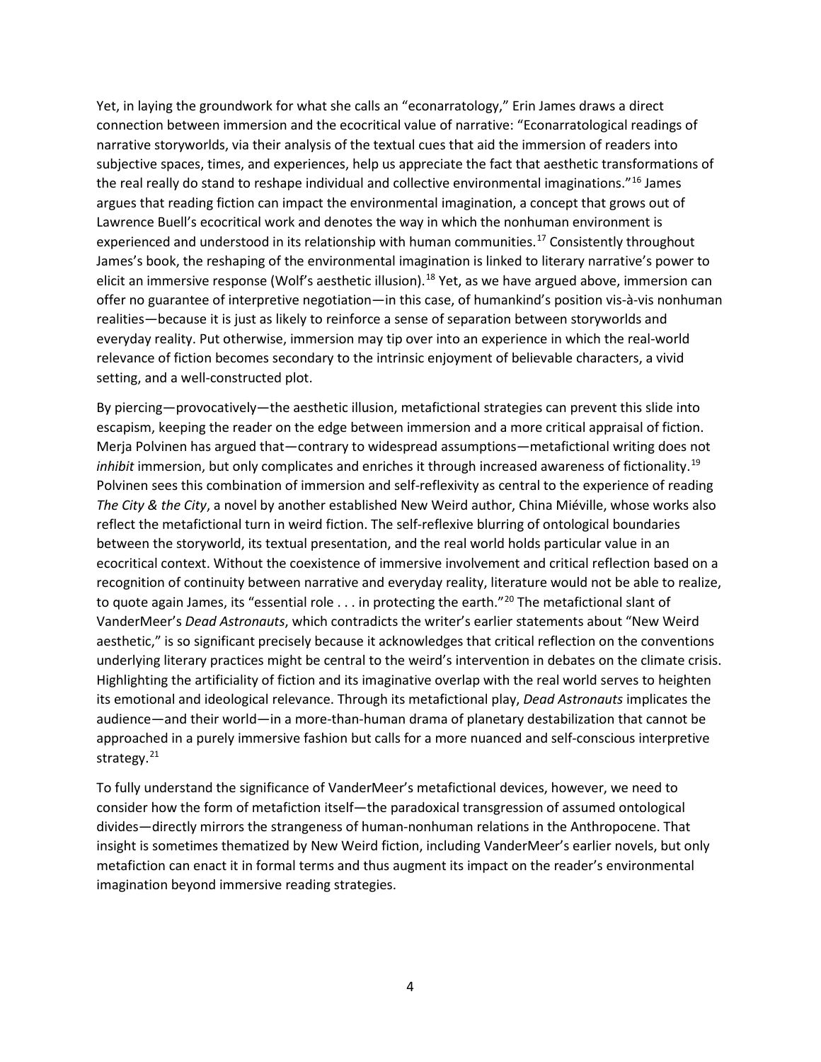Yet, in laying the groundwork for what she calls an "econarratology," Erin James draws a direct connection between immersion and the ecocritical value of narrative: "Econarratological readings of narrative storyworlds, via their analysis of the textual cues that aid the immersion of readers into subjective spaces, times, and experiences, help us appreciate the fact that aesthetic transformations of the real really do stand to reshape individual and collective environmental imaginations."[16] James argues that reading fiction can impact the environmental imagination, a concept that grows out of Lawrence Buell's ecocritical work and denotes the way in which the nonhuman environment is experienced and understood in its relationship with human communities.[17] Consistently throughout James's book, the reshaping of the environmental imagination is linked to literary narrative's power to elicit an immersive response (Wolf's aesthetic illusion).[18] Yet, as we have argued above, immersion can offer no guarantee of interpretive negotiation—in this case, of humankind's position vis-à-vis nonhuman realities—because it is just as likely to reinforce a sense of separation between storyworlds and everyday reality. Put otherwise, immersion may tip over into an experience in which the real-world relevance of fiction becomes secondary to the intrinsic enjoyment of believable characters, a vivid setting, and a well-constructed plot.

By piercing—provocatively—the aesthetic illusion, metafictional strategies can prevent this slide into escapism, keeping the reader on the edge between immersion and a more critical appraisal of fiction. Merja Polvinen has argued that—contrary to widespread assumptions—metafictional writing does not *inhibit* immersion, but only complicates and enriches it through increased awareness of fictionality.[19] Polvinen sees this combination of immersion and self-reflexivity as central to the experience of reading *The City & the City*, a novel by another established New Weird author, China Miéville, whose works also reflect the metafictional turn in weird fiction. The self-reflexive blurring of ontological boundaries between the storyworld, its textual presentation, and the real world holds particular value in an ecocritical context. Without the coexistence of immersive involvement and critical reflection based on a recognition of continuity between narrative and everyday reality, literature would not be able to realize, to quote again James, its "essential role . . . in protecting the earth."[20] The metafictional slant of VanderMeer's *Dead Astronauts*, which contradicts the writer's earlier statements about "New Weird aesthetic," is so significant precisely because it acknowledges that critical reflection on the conventions underlying literary practices might be central to the weird's intervention in debates on the climate crisis. Highlighting the artificiality of fiction and its imaginative overlap with the real world serves to heighten its emotional and ideological relevance. Through its metafictional play, *Dead Astronauts* implicates the audience—and their world—in a more-than-human drama of planetary destabilization that cannot be approached in a purely immersive fashion but calls for a more nuanced and self-conscious interpretive strategy.[21]

To fully understand the significance of VanderMeer's metafictional devices, however, we need to consider how the form of metafiction itself—the paradoxical transgression of assumed ontological divides—directly mirrors the strangeness of human-nonhuman relations in the Anthropocene. That insight is sometimes thematized by New Weird fiction, including VanderMeer's earlier novels, but only metafiction can enact it in formal terms and thus augment its impact on the reader's environmental imagination beyond immersive reading strategies.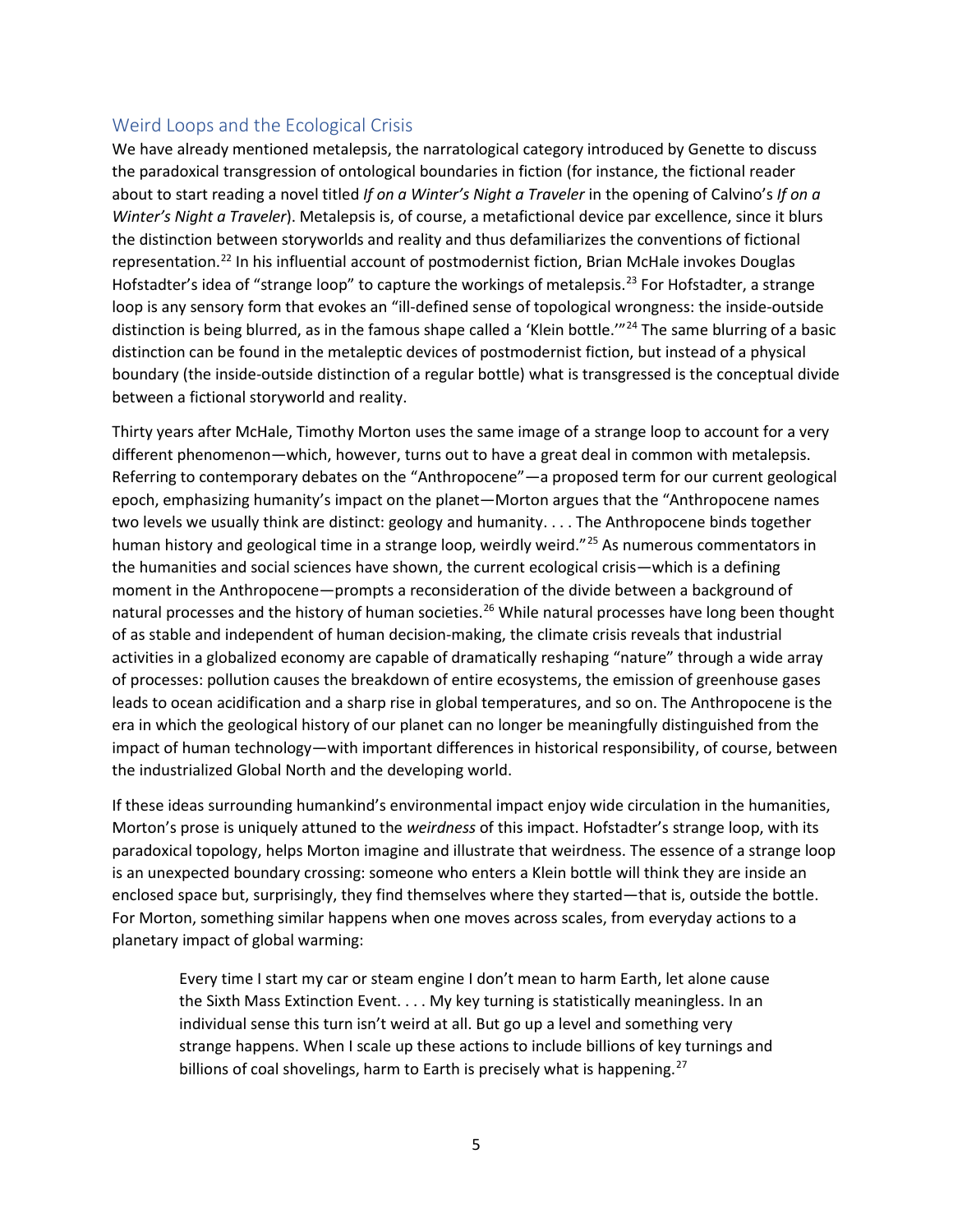## Weird Loops and the Ecological Crisis

We have already mentioned metalepsis, the narratological category introduced by Genette to discuss the paradoxical transgression of ontological boundaries in fiction (for instance, the fictional reader about to start reading a novel titled *If on a Winter's Night a Traveler* in the opening of Calvino's *If on a Winter's Night a Traveler*). Metalepsis is, of course, a metafictional device par excellence, since it blurs the distinction between storyworlds and reality and thus defamiliarizes the conventions of fictional representation.[22] In his influential account of postmodernist fiction, Brian McHale invokes Douglas Hofstadter's idea of "strange loop" to capture the workings of metalepsis.[23] For Hofstadter, a strange loop is any sensory form that evokes an "ill-defined sense of topological wrongness: the inside-outside distinction is being blurred, as in the famous shape called a 'Klein bottle.'"[24] The same blurring of a basic distinction can be found in the metaleptic devices of postmodernist fiction, but instead of a physical boundary (the inside-outside distinction of a regular bottle) what is transgressed is the conceptual divide between a fictional storyworld and reality.

Thirty years after McHale, Timothy Morton uses the same image of a strange loop to account for a very different phenomenon—which, however, turns out to have a great deal in common with metalepsis. Referring to contemporary debates on the "Anthropocene"—a proposed term for our current geological epoch, emphasizing humanity's impact on the planet—Morton argues that the "Anthropocene names two levels we usually think are distinct: geology and humanity. . . . The Anthropocene binds together human history and geological time in a strange loop, weirdly weird."[25] As numerous commentators in the humanities and social sciences have shown, the current ecological crisis—which is a defining moment in the Anthropocene—prompts a reconsideration of the divide between a background of natural processes and the history of human societies.[26] While natural processes have long been thought of as stable and independent of human decision-making, the climate crisis reveals that industrial activities in a globalized economy are capable of dramatically reshaping "nature" through a wide array of processes: pollution causes the breakdown of entire ecosystems, the emission of greenhouse gases leads to ocean acidification and a sharp rise in global temperatures, and so on. The Anthropocene is the era in which the geological history of our planet can no longer be meaningfully distinguished from the impact of human technology—with important differences in historical responsibility, of course, between the industrialized Global North and the developing world.

If these ideas surrounding humankind's environmental impact enjoy wide circulation in the humanities, Morton's prose is uniquely attuned to the *weirdness* of this impact. Hofstadter's strange loop, with its paradoxical topology, helps Morton imagine and illustrate that weirdness. The essence of a strange loop is an unexpected boundary crossing: someone who enters a Klein bottle will think they are inside an enclosed space but, surprisingly, they find themselves where they started—that is, outside the bottle. For Morton, something similar happens when one moves across scales, from everyday actions to a planetary impact of global warming:

> Every time I start my car or steam engine I don't mean to harm Earth, let alone cause the Sixth Mass Extinction Event. . . . My key turning is statistically meaningless. In an individual sense this turn isn't weird at all. But go up a level and something very strange happens. When I scale up these actions to include billions of key turnings and billions of coal shovelings, harm to Earth is precisely what is happening.[27]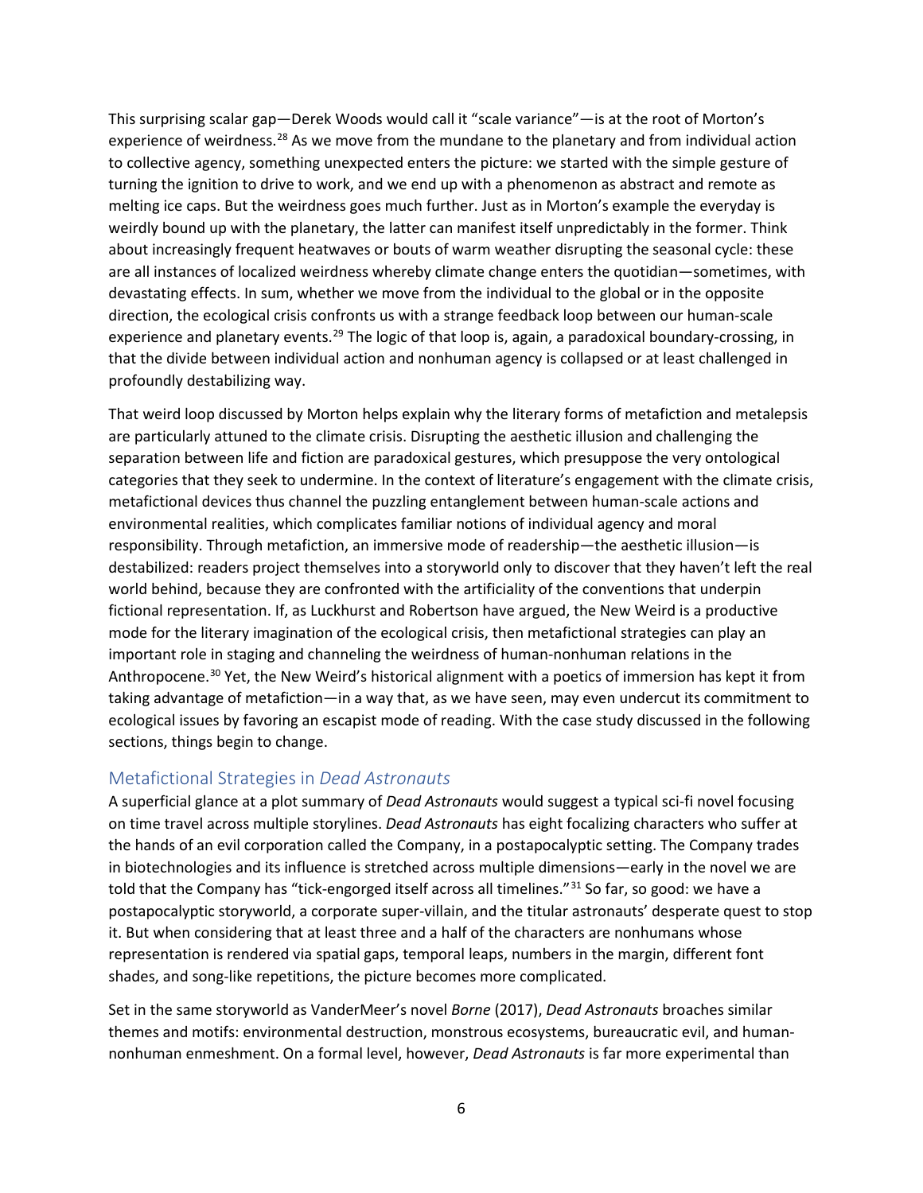This surprising scalar gap—Derek Woods would call it "scale variance"—is at the root of Morton's experience of weirdness.[28] As we move from the mundane to the planetary and from individual action to collective agency, something unexpected enters the picture: we started with the simple gesture of turning the ignition to drive to work, and we end up with a phenomenon as abstract and remote as melting ice caps. But the weirdness goes much further. Just as in Morton's example the everyday is weirdly bound up with the planetary, the latter can manifest itself unpredictably in the former. Think about increasingly frequent heatwaves or bouts of warm weather disrupting the seasonal cycle: these are all instances of localized weirdness whereby climate change enters the quotidian—sometimes, with devastating effects. In sum, whether we move from the individual to the global or in the opposite direction, the ecological crisis confronts us with a strange feedback loop between our human-scale experience and planetary events.[29] The logic of that loop is, again, a paradoxical boundary-crossing, in that the divide between individual action and nonhuman agency is collapsed or at least challenged in profoundly destabilizing way.

That weird loop discussed by Morton helps explain why the literary forms of metafiction and metalepsis are particularly attuned to the climate crisis. Disrupting the aesthetic illusion and challenging the separation between life and fiction are paradoxical gestures, which presuppose the very ontological categories that they seek to undermine. In the context of literature's engagement with the climate crisis, metafictional devices thus channel the puzzling entanglement between human-scale actions and environmental realities, which complicates familiar notions of individual agency and moral responsibility. Through metafiction, an immersive mode of readership—the aesthetic illusion—is destabilized: readers project themselves into a storyworld only to discover that they haven't left the real world behind, because they are confronted with the artificiality of the conventions that underpin fictional representation. If, as Luckhurst and Robertson have argued, the New Weird is a productive mode for the literary imagination of the ecological crisis, then metafictional strategies can play an important role in staging and channeling the weirdness of human-nonhuman relations in the Anthropocene.[30] Yet, the New Weird's historical alignment with a poetics of immersion has kept it from taking advantage of metafiction—in a way that, as we have seen, may even undercut its commitment to ecological issues by favoring an escapist mode of reading. With the case study discussed in the following sections, things begin to change.

## Metafictional Strategies in *Dead Astronauts*

A superficial glance at a plot summary of *Dead Astronauts* would suggest a typical sci-fi novel focusing on time travel across multiple storylines. *Dead Astronauts* has eight focalizing characters who suffer at the hands of an evil corporation called the Company, in a postapocalyptic setting. The Company trades in biotechnologies and its influence is stretched across multiple dimensions—early in the novel we are told that the Company has "tick-engorged itself across all timelines."[31] So far, so good: we have a postapocalyptic storyworld, a corporate super-villain, and the titular astronauts' desperate quest to stop it. But when considering that at least three and a half of the characters are nonhumans whose representation is rendered via spatial gaps, temporal leaps, numbers in the margin, different font shades, and song-like repetitions, the picture becomes more complicated.

Set in the same storyworld as VanderMeer's novel *Borne* (2017), *Dead Astronauts* broaches similar themes and motifs: environmental destruction, monstrous ecosystems, bureaucratic evil, and human-nonhuman enmeshment. On a formal level, however, *Dead Astronauts* is far more experimental than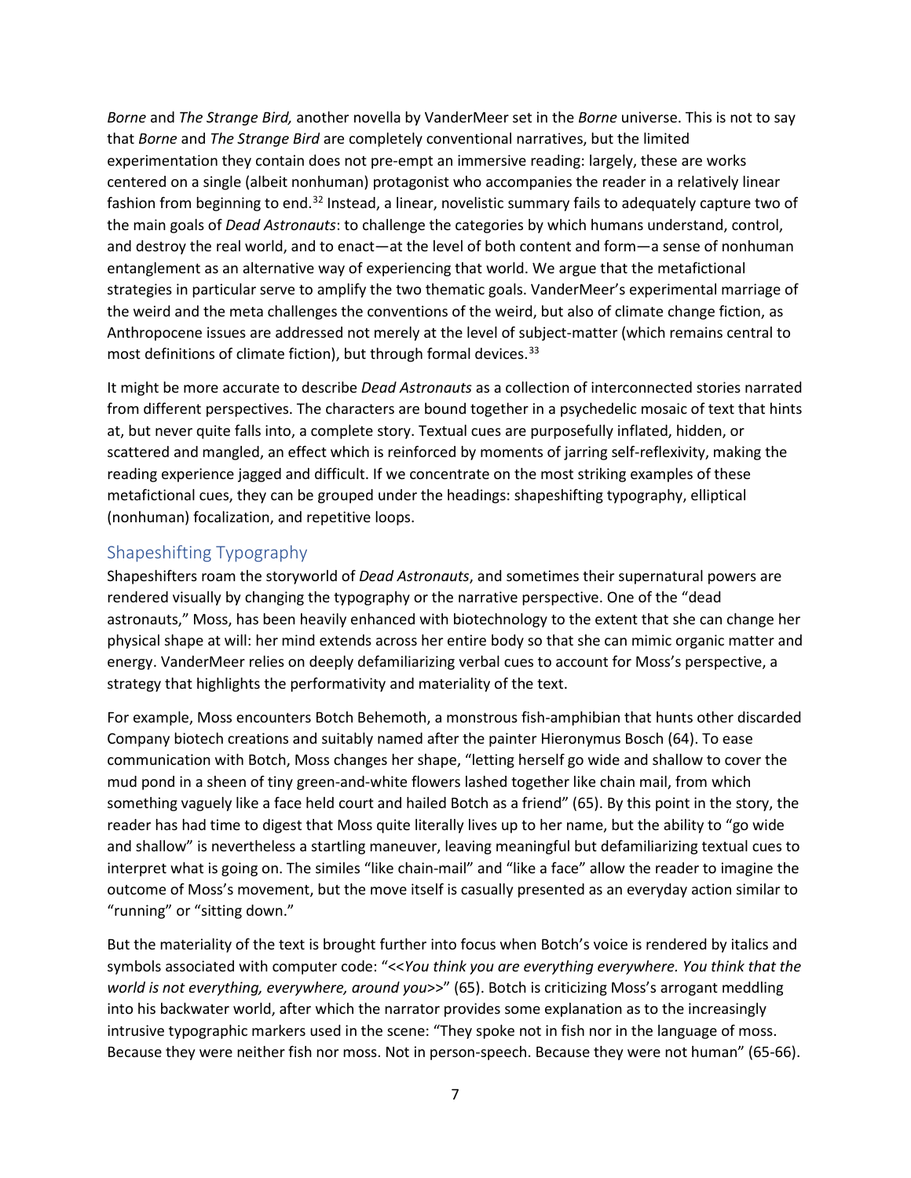*Borne* and *The Strange Bird,* another novella by VanderMeer set in the *Borne* universe. This is not to say that *Borne* and *The Strange Bird* are completely conventional narratives, but the limited experimentation they contain does not pre-empt an immersive reading: largely, these are works centered on a single (albeit nonhuman) protagonist who accompanies the reader in a relatively linear fashion from beginning to end.[32] Instead, a linear, novelistic summary fails to adequately capture two of the main goals of *Dead Astronauts*: to challenge the categories by which humans understand, control, and destroy the real world, and to enact—at the level of both content and form—a sense of nonhuman entanglement as an alternative way of experiencing that world. We argue that the metafictional strategies in particular serve to amplify the two thematic goals. VanderMeer's experimental marriage of the weird and the meta challenges the conventions of the weird, but also of climate change fiction, as Anthropocene issues are addressed not merely at the level of subject-matter (which remains central to most definitions of climate fiction), but through formal devices.[33]

It might be more accurate to describe *Dead Astronauts* as a collection of interconnected stories narrated from different perspectives. The characters are bound together in a psychedelic mosaic of text that hints at, but never quite falls into, a complete story. Textual cues are purposefully inflated, hidden, or scattered and mangled, an effect which is reinforced by moments of jarring self-reflexivity, making the reading experience jagged and difficult. If we concentrate on the most striking examples of these metafictional cues, they can be grouped under the headings: shapeshifting typography, elliptical (nonhuman) focalization, and repetitive loops.

## Shapeshifting Typography

Shapeshifters roam the storyworld of *Dead Astronauts*, and sometimes their supernatural powers are rendered visually by changing the typography or the narrative perspective. One of the "dead astronauts," Moss, has been heavily enhanced with biotechnology to the extent that she can change her physical shape at will: her mind extends across her entire body so that she can mimic organic matter and energy. VanderMeer relies on deeply defamiliarizing verbal cues to account for Moss's perspective, a strategy that highlights the performativity and materiality of the text.

For example, Moss encounters Botch Behemoth, a monstrous fish-amphibian that hunts other discarded Company biotech creations and suitably named after the painter Hieronymus Bosch (64). To ease communication with Botch, Moss changes her shape, "letting herself go wide and shallow to cover the mud pond in a sheen of tiny green-and-white flowers lashed together like chain mail, from which something vaguely like a face held court and hailed Botch as a friend" (65). By this point in the story, the reader has had time to digest that Moss quite literally lives up to her name, but the ability to "go wide and shallow" is nevertheless a startling maneuver, leaving meaningful but defamiliarizing textual cues to interpret what is going on. The similes "like chain-mail" and "like a face" allow the reader to imagine the outcome of Moss's movement, but the move itself is casually presented as an everyday action similar to "running" or "sitting down."

But the materiality of the text is brought further into focus when Botch's voice is rendered by italics and symbols associated with computer code: "<<*You think you are everything everywhere. You think that the world is not everything, everywhere, around you*>>" (65). Botch is criticizing Moss's arrogant meddling into his backwater world, after which the narrator provides some explanation as to the increasingly intrusive typographic markers used in the scene: "They spoke not in fish nor in the language of moss. Because they were neither fish nor moss. Not in person-speech. Because they were not human" (65-66).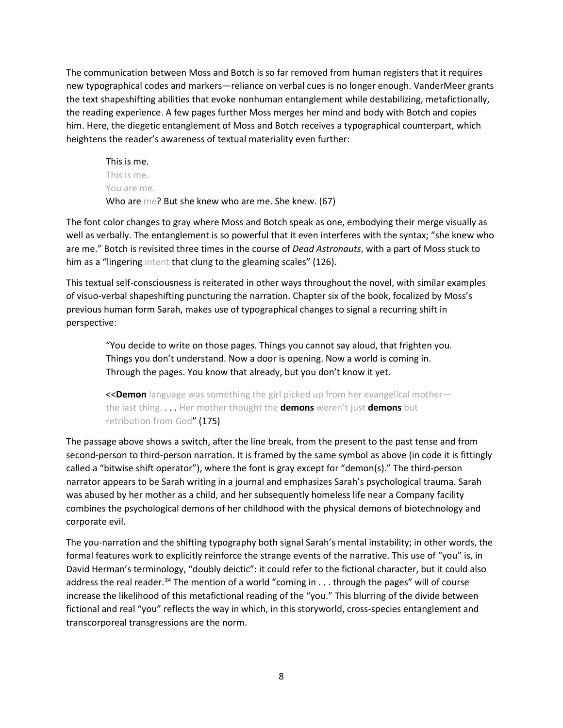The communication between Moss and Botch is so far removed from human registers that it requires new typographical codes and markers—reliance on verbal cues is no longer enough. VanderMeer grants the text shapeshifting abilities that evoke nonhuman entanglement while destabilizing, metafictionally, the reading experience. A few pages further Moss merges her mind and body with Botch and copies him. Here, the diegetic entanglement of Moss and Botch receives a typographical counterpart, which heightens the reader's awareness of textual materiality even further:

> This is me.
> This is me.
> You are me.
> Who are me? But she knew who are me. She knew. (67)

The font color changes to gray where Moss and Botch speak as one, embodying their merge visually as well as verbally. The entanglement is so powerful that it even interferes with the syntax; "she knew who are me." Botch is revisited three times in the course of *Dead Astronauts*, with a part of Moss stuck to him as a "lingering intent that clung to the gleaming scales" (126).

This textual self-consciousness is reiterated in other ways throughout the novel, with similar examples of visuo-verbal shapeshifting puncturing the narration. Chapter six of the book, focalized by Moss's previous human form Sarah, makes use of typographical changes to signal a recurring shift in perspective:

> "You decide to write on those pages. Things you cannot say aloud, that frighten you. Things you don't understand. Now a door is opening. Now a world is coming in. Through the pages. You know that already, but you don't know it yet.
>
> <<**Demon** language was something the girl picked up from her evangelical mother—the last thing. . . . Her mother thought the **demons** weren't just **demons** but retribution from God" (175)

The passage above shows a switch, after the line break, from the present to the past tense and from second-person to third-person narration. It is framed by the same symbol as above (in code it is fittingly called a "bitwise shift operator"), where the font is gray except for "demon(s)." The third-person narrator appears to be Sarah writing in a journal and emphasizes Sarah's psychological trauma. Sarah was abused by her mother as a child, and her subsequently homeless life near a Company facility combines the psychological demons of her childhood with the physical demons of biotechnology and corporate evil.

The you-narration and the shifting typography both signal Sarah's mental instability; in other words, the formal features work to explicitly reinforce the strange events of the narrative. This use of "you" is, in David Herman's terminology, "doubly deictic": it could refer to the fictional character, but it could also address the real reader.[34] The mention of a world "coming in . . . through the pages" will of course increase the likelihood of this metafictional reading of the "you." This blurring of the divide between fictional and real "you" reflects the way in which, in this storyworld, cross-species entanglement and transcorporeal transgressions are the norm.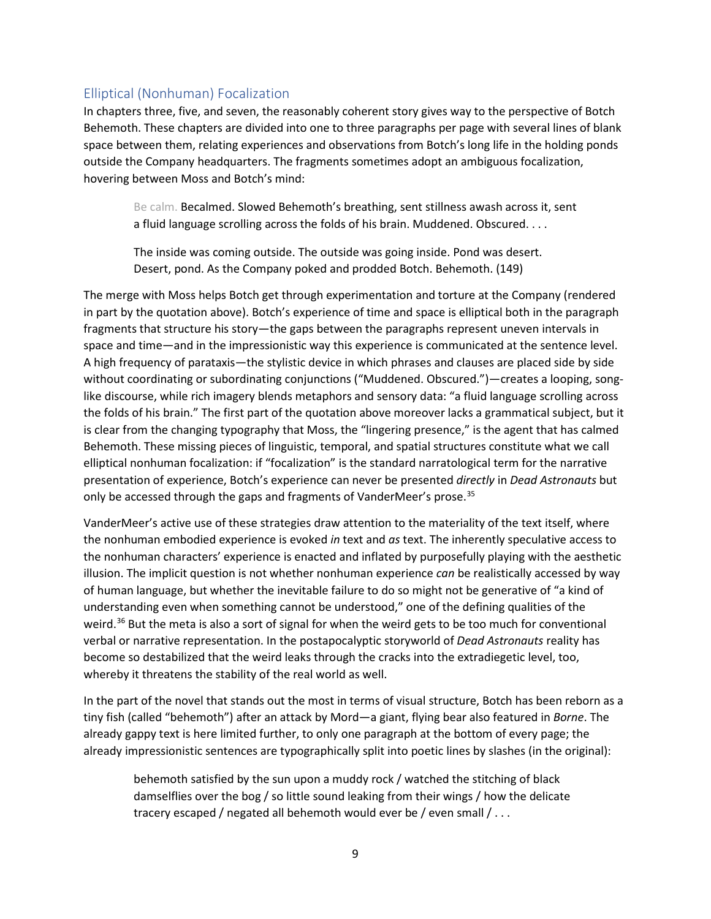## Elliptical (Nonhuman) Focalization

In chapters three, five, and seven, the reasonably coherent story gives way to the perspective of Botch Behemoth. These chapters are divided into one to three paragraphs per page with several lines of blank space between them, relating experiences and observations from Botch's long life in the holding ponds outside the Company headquarters. The fragments sometimes adopt an ambiguous focalization, hovering between Moss and Botch's mind:

> Be calm. Becalmed. Slowed Behemoth's breathing, sent stillness awash across it, sent a fluid language scrolling across the folds of his brain. Muddened. Obscured. . . .
>
> The inside was coming outside. The outside was going inside. Pond was desert. Desert, pond. As the Company poked and prodded Botch. Behemoth. (149)

The merge with Moss helps Botch get through experimentation and torture at the Company (rendered in part by the quotation above). Botch's experience of time and space is elliptical both in the paragraph fragments that structure his story—the gaps between the paragraphs represent uneven intervals in space and time—and in the impressionistic way this experience is communicated at the sentence level. A high frequency of parataxis—the stylistic device in which phrases and clauses are placed side by side without coordinating or subordinating conjunctions ("Muddened. Obscured.")—creates a looping, song-like discourse, while rich imagery blends metaphors and sensory data: "a fluid language scrolling across the folds of his brain." The first part of the quotation above moreover lacks a grammatical subject, but it is clear from the changing typography that Moss, the "lingering presence," is the agent that has calmed Behemoth. These missing pieces of linguistic, temporal, and spatial structures constitute what we call elliptical nonhuman focalization: if "focalization" is the standard narratological term for the narrative presentation of experience, Botch's experience can never be presented *directly* in *Dead Astronauts* but only be accessed through the gaps and fragments of VanderMeer's prose.[35]

VanderMeer's active use of these strategies draw attention to the materiality of the text itself, where the nonhuman embodied experience is evoked *in* text and *as* text. The inherently speculative access to the nonhuman characters' experience is enacted and inflated by purposefully playing with the aesthetic illusion. The implicit question is not whether nonhuman experience *can* be realistically accessed by way of human language, but whether the inevitable failure to do so might not be generative of "a kind of understanding even when something cannot be understood," one of the defining qualities of the weird.[36] But the meta is also a sort of signal for when the weird gets to be too much for conventional verbal or narrative representation. In the postapocalyptic storyworld of *Dead Astronauts* reality has become so destabilized that the weird leaks through the cracks into the extradiegetic level, too, whereby it threatens the stability of the real world as well.

In the part of the novel that stands out the most in terms of visual structure, Botch has been reborn as a tiny fish (called "behemoth") after an attack by Mord—a giant, flying bear also featured in *Borne*. The already gappy text is here limited further, to only one paragraph at the bottom of every page; the already impressionistic sentences are typographically split into poetic lines by slashes (in the original):

> behemoth satisfied by the sun upon a muddy rock / watched the stitching of black damselflies over the bog / so little sound leaking from their wings / how the delicate tracery escaped / negated all behemoth would ever be / even small / . . .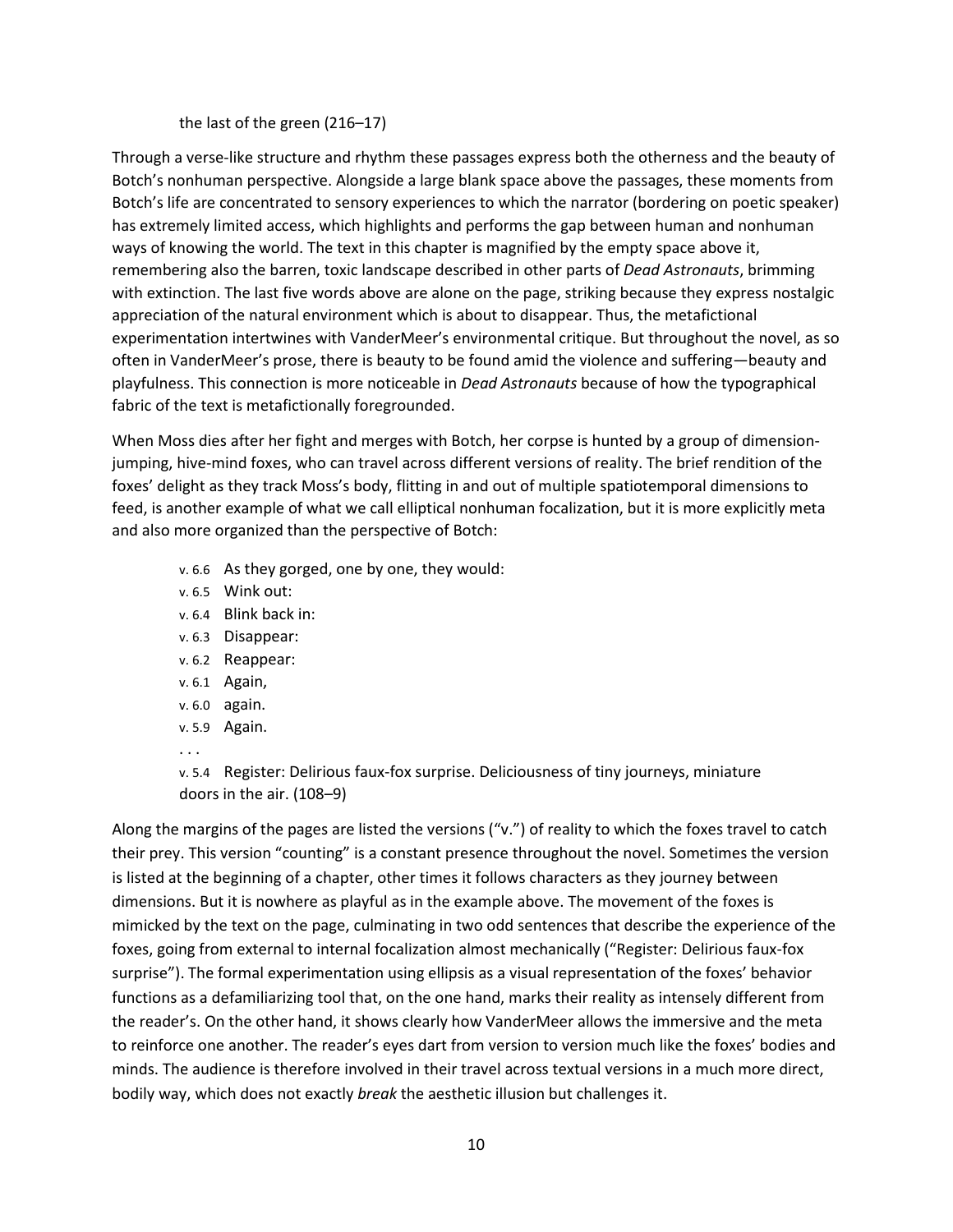the last of the green (216–17)

Through a verse-like structure and rhythm these passages express both the otherness and the beauty of Botch's nonhuman perspective. Alongside a large blank space above the passages, these moments from Botch's life are concentrated to sensory experiences to which the narrator (bordering on poetic speaker) has extremely limited access, which highlights and performs the gap between human and nonhuman ways of knowing the world. The text in this chapter is magnified by the empty space above it, remembering also the barren, toxic landscape described in other parts of *Dead Astronauts*, brimming with extinction. The last five words above are alone on the page, striking because they express nostalgic appreciation of the natural environment which is about to disappear. Thus, the metafictional experimentation intertwines with VanderMeer's environmental critique. But throughout the novel, as so often in VanderMeer's prose, there is beauty to be found amid the violence and suffering—beauty and playfulness. This connection is more noticeable in *Dead Astronauts* because of how the typographical fabric of the text is metafictionally foregrounded.

When Moss dies after her fight and merges with Botch, her corpse is hunted by a group of dimension-jumping, hive-mind foxes, who can travel across different versions of reality. The brief rendition of the foxes' delight as they track Moss's body, flitting in and out of multiple spatiotemporal dimensions to feed, is another example of what we call elliptical nonhuman focalization, but it is more explicitly meta and also more organized than the perspective of Botch:

> v. 6.6 As they gorged, one by one, they would:
> v. 6.5 Wink out:
> v. 6.4 Blink back in:
> v. 6.3 Disappear:
> v. 6.2 Reappear:
> v. 6.1 Again,
> v. 6.0 again.
> v. 5.9 Again.
> . . .
> v. 5.4 Register: Delirious faux-fox surprise. Deliciousness of tiny journeys, miniature doors in the air. (108–9)

Along the margins of the pages are listed the versions ("v.") of reality to which the foxes travel to catch their prey. This version "counting" is a constant presence throughout the novel. Sometimes the version is listed at the beginning of a chapter, other times it follows characters as they journey between dimensions. But it is nowhere as playful as in the example above. The movement of the foxes is mimicked by the text on the page, culminating in two odd sentences that describe the experience of the foxes, going from external to internal focalization almost mechanically ("Register: Delirious faux-fox surprise"). The formal experimentation using ellipsis as a visual representation of the foxes' behavior functions as a defamiliarizing tool that, on the one hand, marks their reality as intensely different from the reader's. On the other hand, it shows clearly how VanderMeer allows the immersive and the meta to reinforce one another. The reader's eyes dart from version to version much like the foxes' bodies and minds. The audience is therefore involved in their travel across textual versions in a much more direct, bodily way, which does not exactly *break* the aesthetic illusion but challenges it.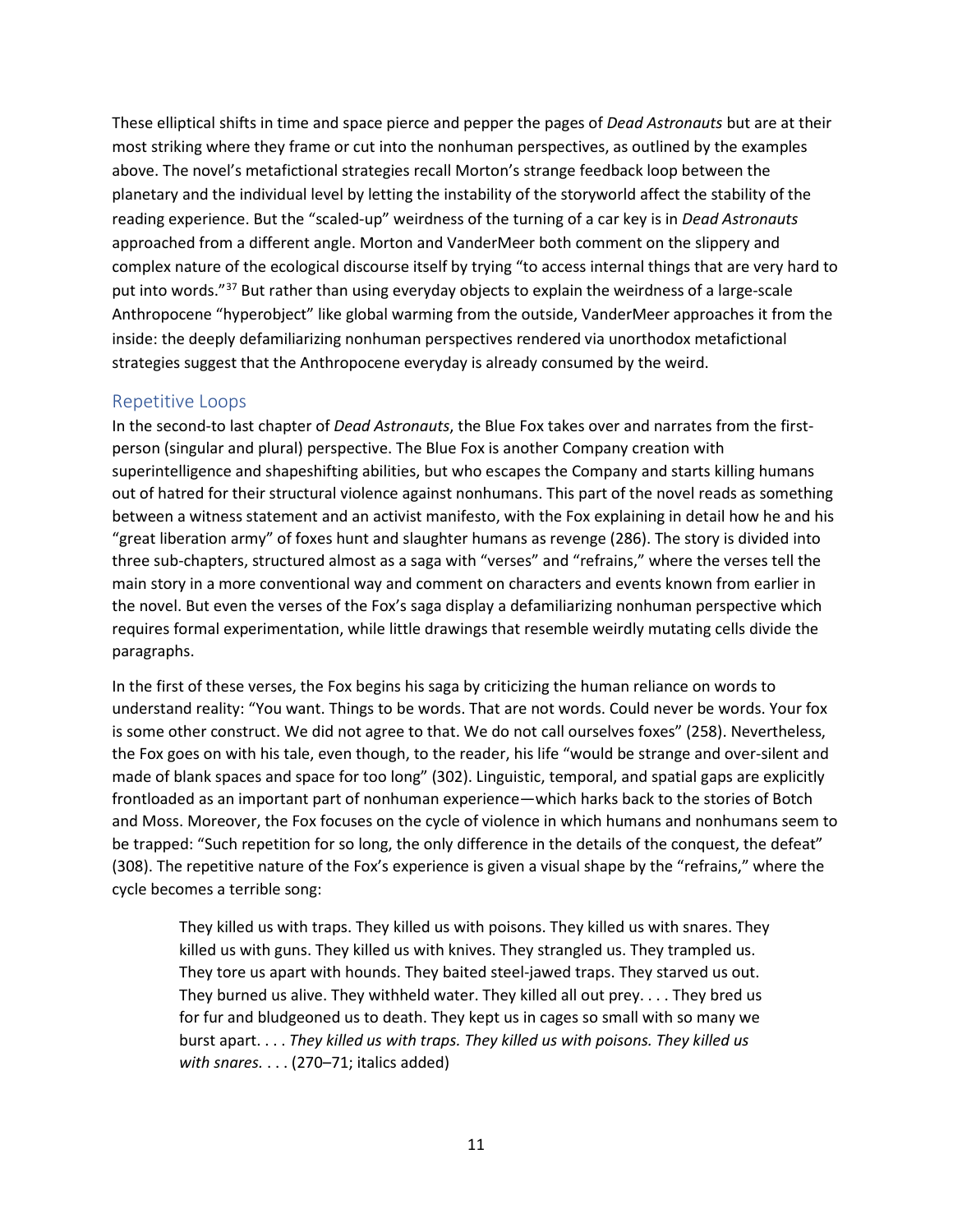These elliptical shifts in time and space pierce and pepper the pages of *Dead Astronauts* but are at their most striking where they frame or cut into the nonhuman perspectives, as outlined by the examples above. The novel's metafictional strategies recall Morton's strange feedback loop between the planetary and the individual level by letting the instability of the storyworld affect the stability of the reading experience. But the "scaled-up" weirdness of the turning of a car key is in *Dead Astronauts* approached from a different angle. Morton and VanderMeer both comment on the slippery and complex nature of the ecological discourse itself by trying "to access internal things that are very hard to put into words."[37] But rather than using everyday objects to explain the weirdness of a large-scale Anthropocene "hyperobject" like global warming from the outside, VanderMeer approaches it from the inside: the deeply defamiliarizing nonhuman perspectives rendered via unorthodox metafictional strategies suggest that the Anthropocene everyday is already consumed by the weird.

## Repetitive Loops

In the second-to last chapter of *Dead Astronauts*, the Blue Fox takes over and narrates from the first-person (singular and plural) perspective. The Blue Fox is another Company creation with superintelligence and shapeshifting abilities, but who escapes the Company and starts killing humans out of hatred for their structural violence against nonhumans. This part of the novel reads as something between a witness statement and an activist manifesto, with the Fox explaining in detail how he and his "great liberation army" of foxes hunt and slaughter humans as revenge (286). The story is divided into three sub-chapters, structured almost as a saga with "verses" and "refrains," where the verses tell the main story in a more conventional way and comment on characters and events known from earlier in the novel. But even the verses of the Fox's saga display a defamiliarizing nonhuman perspective which requires formal experimentation, while little drawings that resemble weirdly mutating cells divide the paragraphs.

In the first of these verses, the Fox begins his saga by criticizing the human reliance on words to understand reality: "You want. Things to be words. That are not words. Could never be words. Your fox is some other construct. We did not agree to that. We do not call ourselves foxes" (258). Nevertheless, the Fox goes on with his tale, even though, to the reader, his life "would be strange and over-silent and made of blank spaces and space for too long" (302). Linguistic, temporal, and spatial gaps are explicitly frontloaded as an important part of nonhuman experience—which harks back to the stories of Botch and Moss. Moreover, the Fox focuses on the cycle of violence in which humans and nonhumans seem to be trapped: "Such repetition for so long, the only difference in the details of the conquest, the defeat" (308). The repetitive nature of the Fox's experience is given a visual shape by the "refrains," where the cycle becomes a terrible song:

> They killed us with traps. They killed us with poisons. They killed us with snares. They killed us with guns. They killed us with knives. They strangled us. They trampled us. They tore us apart with hounds. They baited steel-jawed traps. They starved us out. They burned us alive. They withheld water. They killed all out prey. . . . They bred us for fur and bludgeoned us to death. They kept us in cages so small with so many we burst apart. . . . *They killed us with traps. They killed us with poisons. They killed us with snares.* . . . (270–71; italics added)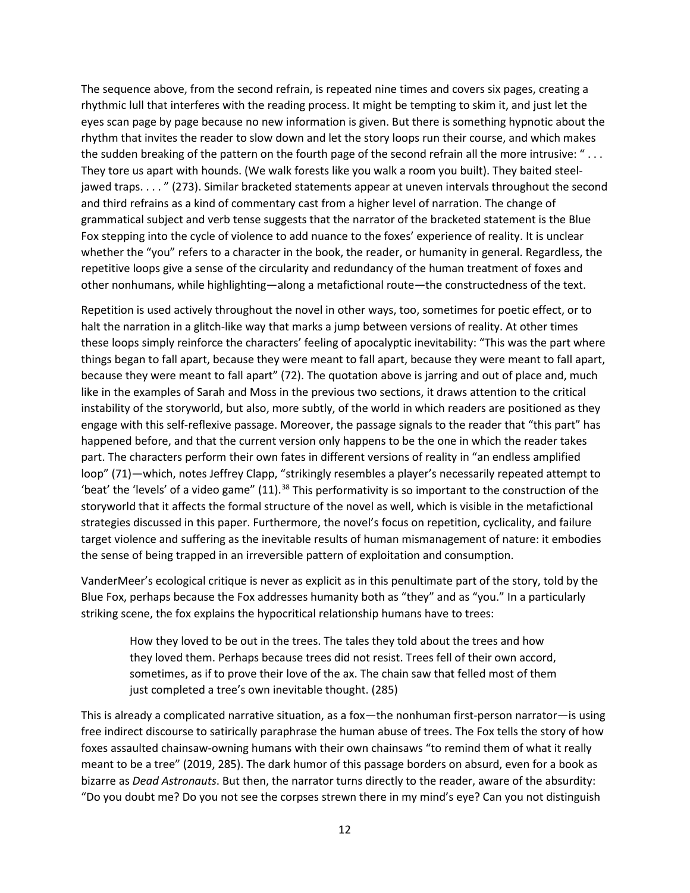The sequence above, from the second refrain, is repeated nine times and covers six pages, creating a rhythmic lull that interferes with the reading process. It might be tempting to skim it, and just let the eyes scan page by page because no new information is given. But there is something hypnotic about the rhythm that invites the reader to slow down and let the story loops run their course, and which makes the sudden breaking of the pattern on the fourth page of the second refrain all the more intrusive: " . . . They tore us apart with hounds. (We walk forests like you walk a room you built). They baited steel-jawed traps. . . . " (273). Similar bracketed statements appear at uneven intervals throughout the second and third refrains as a kind of commentary cast from a higher level of narration. The change of grammatical subject and verb tense suggests that the narrator of the bracketed statement is the Blue Fox stepping into the cycle of violence to add nuance to the foxes' experience of reality. It is unclear whether the "you" refers to a character in the book, the reader, or humanity in general. Regardless, the repetitive loops give a sense of the circularity and redundancy of the human treatment of foxes and other nonhumans, while highlighting—along a metafictional route—the constructedness of the text.

Repetition is used actively throughout the novel in other ways, too, sometimes for poetic effect, or to halt the narration in a glitch-like way that marks a jump between versions of reality. At other times these loops simply reinforce the characters' feeling of apocalyptic inevitability: "This was the part where things began to fall apart, because they were meant to fall apart, because they were meant to fall apart, because they were meant to fall apart" (72). The quotation above is jarring and out of place and, much like in the examples of Sarah and Moss in the previous two sections, it draws attention to the critical instability of the storyworld, but also, more subtly, of the world in which readers are positioned as they engage with this self-reflexive passage. Moreover, the passage signals to the reader that "this part" has happened before, and that the current version only happens to be the one in which the reader takes part. The characters perform their own fates in different versions of reality in "an endless amplified loop" (71)—which, notes Jeffrey Clapp, "strikingly resembles a player's necessarily repeated attempt to 'beat' the 'levels' of a video game" (11).[38] This performativity is so important to the construction of the storyworld that it affects the formal structure of the novel as well, which is visible in the metafictional strategies discussed in this paper. Furthermore, the novel's focus on repetition, cyclicality, and failure target violence and suffering as the inevitable results of human mismanagement of nature: it embodies the sense of being trapped in an irreversible pattern of exploitation and consumption.

VanderMeer's ecological critique is never as explicit as in this penultimate part of the story, told by the Blue Fox, perhaps because the Fox addresses humanity both as "they" and as "you." In a particularly striking scene, the fox explains the hypocritical relationship humans have to trees:

> How they loved to be out in the trees. The tales they told about the trees and how they loved them. Perhaps because trees did not resist. Trees fell of their own accord, sometimes, as if to prove their love of the ax. The chain saw that felled most of them just completed a tree's own inevitable thought. (285)

This is already a complicated narrative situation, as a fox—the nonhuman first-person narrator—is using free indirect discourse to satirically paraphrase the human abuse of trees. The Fox tells the story of how foxes assaulted chainsaw-owning humans with their own chainsaws "to remind them of what it really meant to be a tree" (2019, 285). The dark humor of this passage borders on absurd, even for a book as bizarre as *Dead Astronauts*. But then, the narrator turns directly to the reader, aware of the absurdity: "Do you doubt me? Do you not see the corpses strewn there in my mind's eye? Can you not distinguish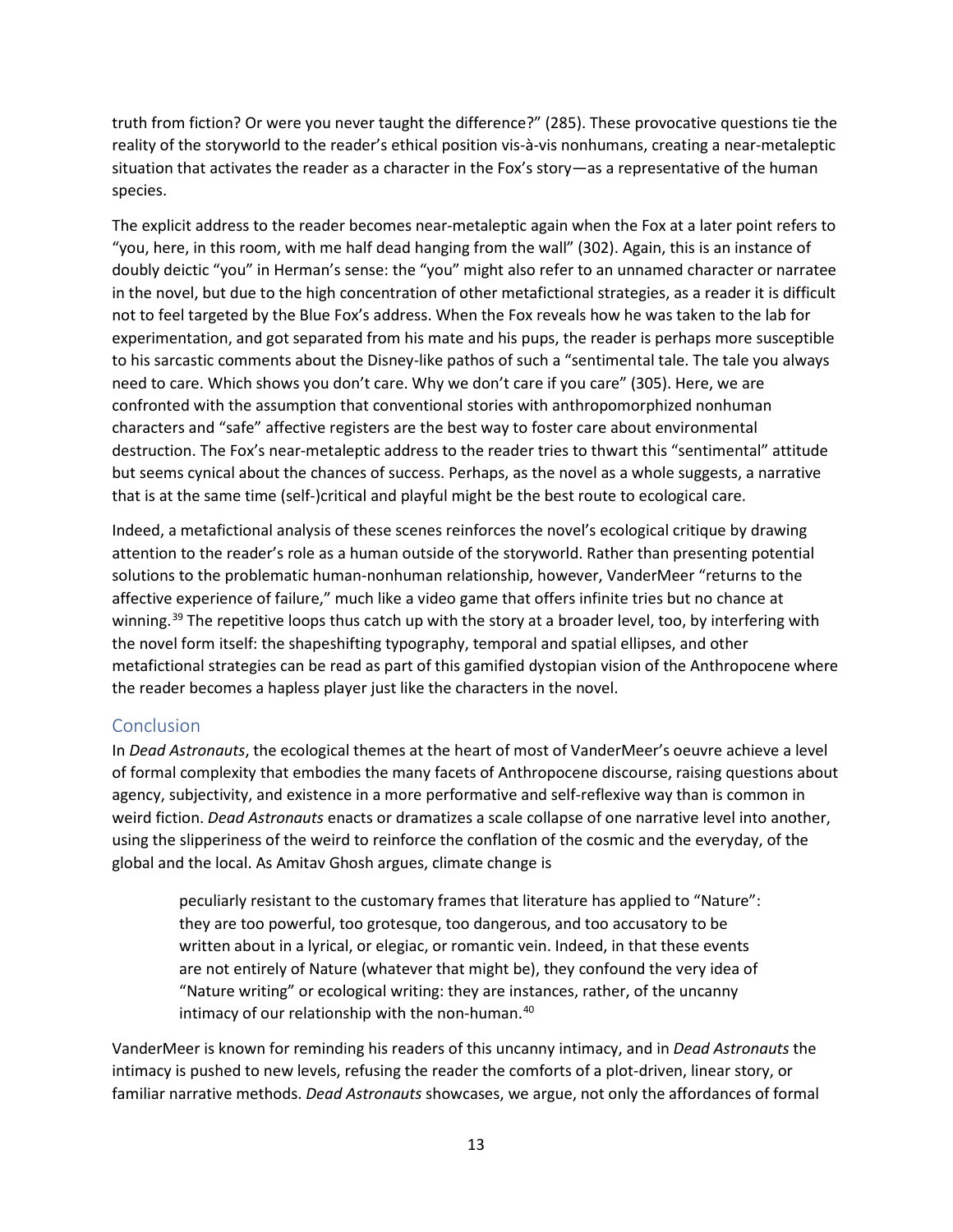truth from fiction? Or were you never taught the difference?" (285). These provocative questions tie the reality of the storyworld to the reader's ethical position vis-à-vis nonhumans, creating a near-metaleptic situation that activates the reader as a character in the Fox's story—as a representative of the human species.

The explicit address to the reader becomes near-metaleptic again when the Fox at a later point refers to "you, here, in this room, with me half dead hanging from the wall" (302). Again, this is an instance of doubly deictic "you" in Herman's sense: the "you" might also refer to an unnamed character or narratee in the novel, but due to the high concentration of other metafictional strategies, as a reader it is difficult not to feel targeted by the Blue Fox's address. When the Fox reveals how he was taken to the lab for experimentation, and got separated from his mate and his pups, the reader is perhaps more susceptible to his sarcastic comments about the Disney-like pathos of such a "sentimental tale. The tale you always need to care. Which shows you don't care. Why we don't care if you care" (305). Here, we are confronted with the assumption that conventional stories with anthropomorphized nonhuman characters and "safe" affective registers are the best way to foster care about environmental destruction. The Fox's near-metaleptic address to the reader tries to thwart this "sentimental" attitude but seems cynical about the chances of success. Perhaps, as the novel as a whole suggests, a narrative that is at the same time (self-)critical and playful might be the best route to ecological care.

Indeed, a metafictional analysis of these scenes reinforces the novel's ecological critique by drawing attention to the reader's role as a human outside of the storyworld. Rather than presenting potential solutions to the problematic human-nonhuman relationship, however, VanderMeer "returns to the affective experience of failure," much like a video game that offers infinite tries but no chance at winning.[39] The repetitive loops thus catch up with the story at a broader level, too, by interfering with the novel form itself: the shapeshifting typography, temporal and spatial ellipses, and other metafictional strategies can be read as part of this gamified dystopian vision of the Anthropocene where the reader becomes a hapless player just like the characters in the novel.

## Conclusion

In *Dead Astronauts*, the ecological themes at the heart of most of VanderMeer's oeuvre achieve a level of formal complexity that embodies the many facets of Anthropocene discourse, raising questions about agency, subjectivity, and existence in a more performative and self-reflexive way than is common in weird fiction. *Dead Astronauts* enacts or dramatizes a scale collapse of one narrative level into another, using the slipperiness of the weird to reinforce the conflation of the cosmic and the everyday, of the global and the local. As Amitav Ghosh argues, climate change is

> peculiarly resistant to the customary frames that literature has applied to "Nature": they are too powerful, too grotesque, too dangerous, and too accusatory to be written about in a lyrical, or elegiac, or romantic vein. Indeed, in that these events are not entirely of Nature (whatever that might be), they confound the very idea of "Nature writing" or ecological writing: they are instances, rather, of the uncanny intimacy of our relationship with the non-human.[40]

VanderMeer is known for reminding his readers of this uncanny intimacy, and in *Dead Astronauts* the intimacy is pushed to new levels, refusing the reader the comforts of a plot-driven, linear story, or familiar narrative methods. *Dead Astronauts* showcases, we argue, not only the affordances of formal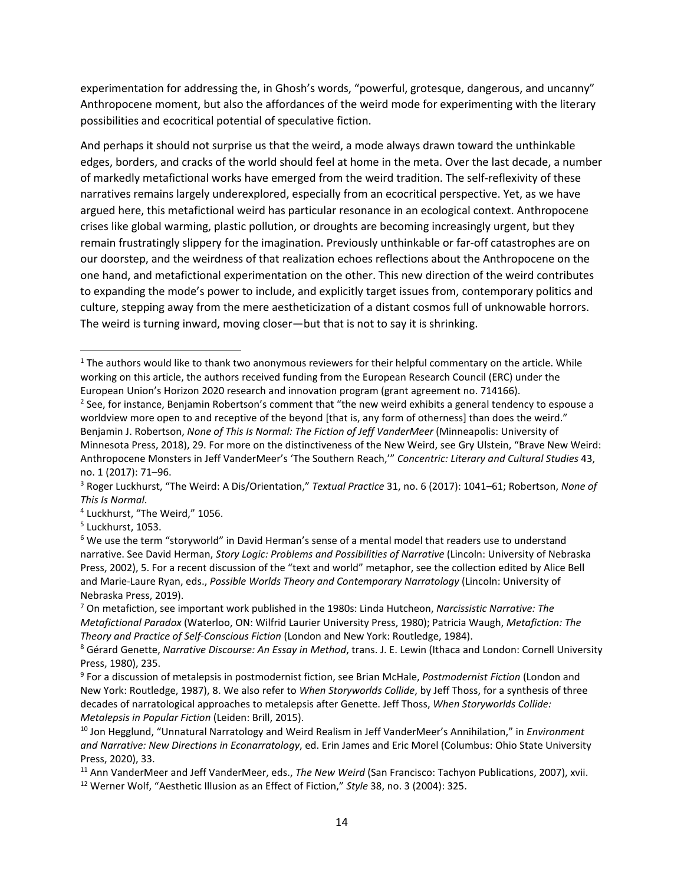experimentation for addressing the, in Ghosh's words, "powerful, grotesque, dangerous, and uncanny" Anthropocene moment, but also the affordances of the weird mode for experimenting with the literary possibilities and ecocritical potential of speculative fiction.

And perhaps it should not surprise us that the weird, a mode always drawn toward the unthinkable edges, borders, and cracks of the world should feel at home in the meta. Over the last decade, a number of markedly metafictional works have emerged from the weird tradition. The self-reflexivity of these narratives remains largely underexplored, especially from an ecocritical perspective. Yet, as we have argued here, this metafictional weird has particular resonance in an ecological context. Anthropocene crises like global warming, plastic pollution, or droughts are becoming increasingly urgent, but they remain frustratingly slippery for the imagination. Previously unthinkable or far-off catastrophes are on our doorstep, and the weirdness of that realization echoes reflections about the Anthropocene on the one hand, and metafictional experimentation on the other. This new direction of the weird contributes to expanding the mode's power to include, and explicitly target issues from, contemporary politics and culture, stepping away from the mere aestheticization of a distant cosmos full of unknowable horrors. The weird is turning inward, moving closer—but that is not to say it is shrinking.

---

[1] The authors would like to thank two anonymous reviewers for their helpful commentary on the article. While working on this article, the authors received funding from the European Research Council (ERC) under the European Union's Horizon 2020 research and innovation program (grant agreement no. 714166).

[2] See, for instance, Benjamin Robertson's comment that "the new weird exhibits a general tendency to espouse a worldview more open to and receptive of the beyond [that is, any form of otherness] than does the weird." Benjamin J. Robertson, *None of This Is Normal: The Fiction of Jeff VanderMeer* (Minneapolis: University of Minnesota Press, 2018), 29. For more on the distinctiveness of the New Weird, see Gry Ulstein, "Brave New Weird: Anthropocene Monsters in Jeff VanderMeer's 'The Southern Reach,'" *Concentric: Literary and Cultural Studies* 43, no. 1 (2017): 71–96.

[3] Roger Luckhurst, "The Weird: A Dis/Orientation," *Textual Practice* 31, no. 6 (2017): 1041–61; Robertson, *None of This Is Normal*.

[4] Luckhurst, "The Weird," 1056.

[5] Luckhurst, 1053.

[6] We use the term "storyworld" in David Herman's sense of a mental model that readers use to understand narrative. See David Herman, *Story Logic: Problems and Possibilities of Narrative* (Lincoln: University of Nebraska Press, 2002), 5. For a recent discussion of the "text and world" metaphor, see the collection edited by Alice Bell and Marie-Laure Ryan, eds., *Possible Worlds Theory and Contemporary Narratology* (Lincoln: University of Nebraska Press, 2019).

[7] On metafiction, see important work published in the 1980s: Linda Hutcheon, *Narcissistic Narrative: The Metafictional Paradox* (Waterloo, ON: Wilfrid Laurier University Press, 1980); Patricia Waugh, *Metafiction: The Theory and Practice of Self-Conscious Fiction* (London and New York: Routledge, 1984).

[8] Gérard Genette, *Narrative Discourse: An Essay in Method*, trans. J. E. Lewin (Ithaca and London: Cornell University Press, 1980), 235.

[9] For a discussion of metalepsis in postmodernist fiction, see Brian McHale, *Postmodernist Fiction* (London and New York: Routledge, 1987), 8. We also refer to *When Storyworlds Collide*, by Jeff Thoss, for a synthesis of three decades of narratological approaches to metalepsis after Genette. Jeff Thoss, *When Storyworlds Collide: Metalepsis in Popular Fiction* (Leiden: Brill, 2015).

[10] Jon Hegglund, "Unnatural Narratology and Weird Realism in Jeff VanderMeer's Annihilation," in *Environment and Narrative: New Directions in Econarratology*, ed. Erin James and Eric Morel (Columbus: Ohio State University Press, 2020), 33.

[11] Ann VanderMeer and Jeff VanderMeer, eds., *The New Weird* (San Francisco: Tachyon Publications, 2007), xvii.

[12] Werner Wolf, "Aesthetic Illusion as an Effect of Fiction," *Style* 38, no. 3 (2004): 325.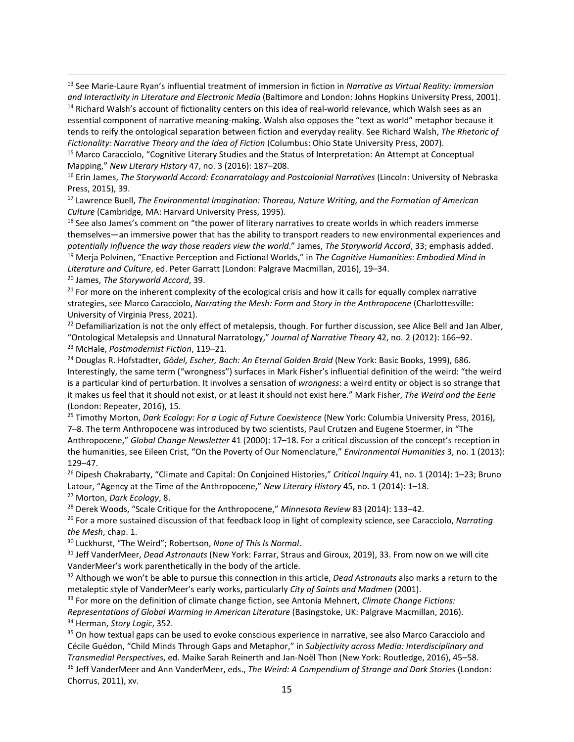[13] See Marie-Laure Ryan's influential treatment of immersion in fiction in *Narrative as Virtual Reality: Immersion and Interactivity in Literature and Electronic Media* (Baltimore and London: Johns Hopkins University Press, 2001).

[14] Richard Walsh's account of fictionality centers on this idea of real-world relevance, which Walsh sees as an essential component of narrative meaning-making. Walsh also opposes the "text as world" metaphor because it tends to reify the ontological separation between fiction and everyday reality. See Richard Walsh, *The Rhetoric of Fictionality: Narrative Theory and the Idea of Fiction* (Columbus: Ohio State University Press, 2007).

[15] Marco Caracciolo, "Cognitive Literary Studies and the Status of Interpretation: An Attempt at Conceptual Mapping," *New Literary History* 47, no. 3 (2016): 187–208.

[16] Erin James, *The Storyworld Accord: Econarratology and Postcolonial Narratives* (Lincoln: University of Nebraska Press, 2015), 39.

[17] Lawrence Buell, *The Environmental Imagination: Thoreau, Nature Writing, and the Formation of American Culture* (Cambridge, MA: Harvard University Press, 1995).

[18] See also James's comment on "the power of literary narratives to create worlds in which readers immerse themselves—an immersive power that has the ability to transport readers to new environmental experiences and *potentially influence the way those readers view the world*." James, *The Storyworld Accord*, 33; emphasis added.

[19] Merja Polvinen, "Enactive Perception and Fictional Worlds," in *The Cognitive Humanities: Embodied Mind in Literature and Culture*, ed. Peter Garratt (London: Palgrave Macmillan, 2016), 19–34.

[20] James, *The Storyworld Accord*, 39.

[21] For more on the inherent complexity of the ecological crisis and how it calls for equally complex narrative strategies, see Marco Caracciolo, *Narrating the Mesh: Form and Story in the Anthropocene* (Charlottesville: University of Virginia Press, 2021).

[22] Defamiliarization is not the only effect of metalepsis, though. For further discussion, see Alice Bell and Jan Alber, "Ontological Metalepsis and Unnatural Narratology," *Journal of Narrative Theory* 42, no. 2 (2012): 166–92.

[23] McHale, *Postmodernist Fiction*, 119–21.

[24] Douglas R. Hofstadter, *Gödel, Escher, Bach: An Eternal Golden Braid* (New York: Basic Books, 1999), 686. Interestingly, the same term ("wrongness") surfaces in Mark Fisher's influential definition of the weird: "the weird is a particular kind of perturbation. It involves a sensation of *wrongness*: a weird entity or object is so strange that it makes us feel that it should not exist, or at least it should not exist here." Mark Fisher, *The Weird and the Eerie* (London: Repeater, 2016), 15.

[25] Timothy Morton, *Dark Ecology: For a Logic of Future Coexistence* (New York: Columbia University Press, 2016), 7–8. The term Anthropocene was introduced by two scientists, Paul Crutzen and Eugene Stoermer, in "The Anthropocene," *Global Change Newsletter* 41 (2000): 17–18. For a critical discussion of the concept's reception in the humanities, see Eileen Crist, "On the Poverty of Our Nomenclature," *Environmental Humanities* 3, no. 1 (2013): 129–47.

[26] Dipesh Chakrabarty, "Climate and Capital: On Conjoined Histories," *Critical Inquiry* 41, no. 1 (2014): 1–23; Bruno Latour, "Agency at the Time of the Anthropocene," *New Literary History* 45, no. 1 (2014): 1–18.

[27] Morton, *Dark Ecology*, 8.

[28] Derek Woods, "Scale Critique for the Anthropocene," *Minnesota Review* 83 (2014): 133–42.

[29] For a more sustained discussion of that feedback loop in light of complexity science, see Caracciolo, *Narrating the Mesh*, chap. 1.

[30] Luckhurst, "The Weird"; Robertson, *None of This Is Normal*.

[31] Jeff VanderMeer, *Dead Astronauts* (New York: Farrar, Straus and Giroux, 2019), 33. From now on we will cite VanderMeer's work parenthetically in the body of the article.

[32] Although we won't be able to pursue this connection in this article, *Dead Astronauts* also marks a return to the metaleptic style of VanderMeer's early works, particularly *City of Saints and Madmen* (2001).

[33] For more on the definition of climate change fiction, see Antonia Mehnert, *Climate Change Fictions: Representations of Global Warming in American Literature* (Basingstoke, UK: Palgrave Macmillan, 2016).

[34] Herman, *Story Logic*, 352.

[35] On how textual gaps can be used to evoke conscious experience in narrative, see also Marco Caracciolo and Cécile Guédon, "Child Minds Through Gaps and Metaphor," in *Subjectivity across Media: Interdisciplinary and Transmedial Perspectives*, ed. Maike Sarah Reinerth and Jan-Noël Thon (New York: Routledge, 2016), 45–58.

[36] Jeff VanderMeer and Ann VanderMeer, eds., *The Weird: A Compendium of Strange and Dark Stories* (London: Chorrus, 2011), xv.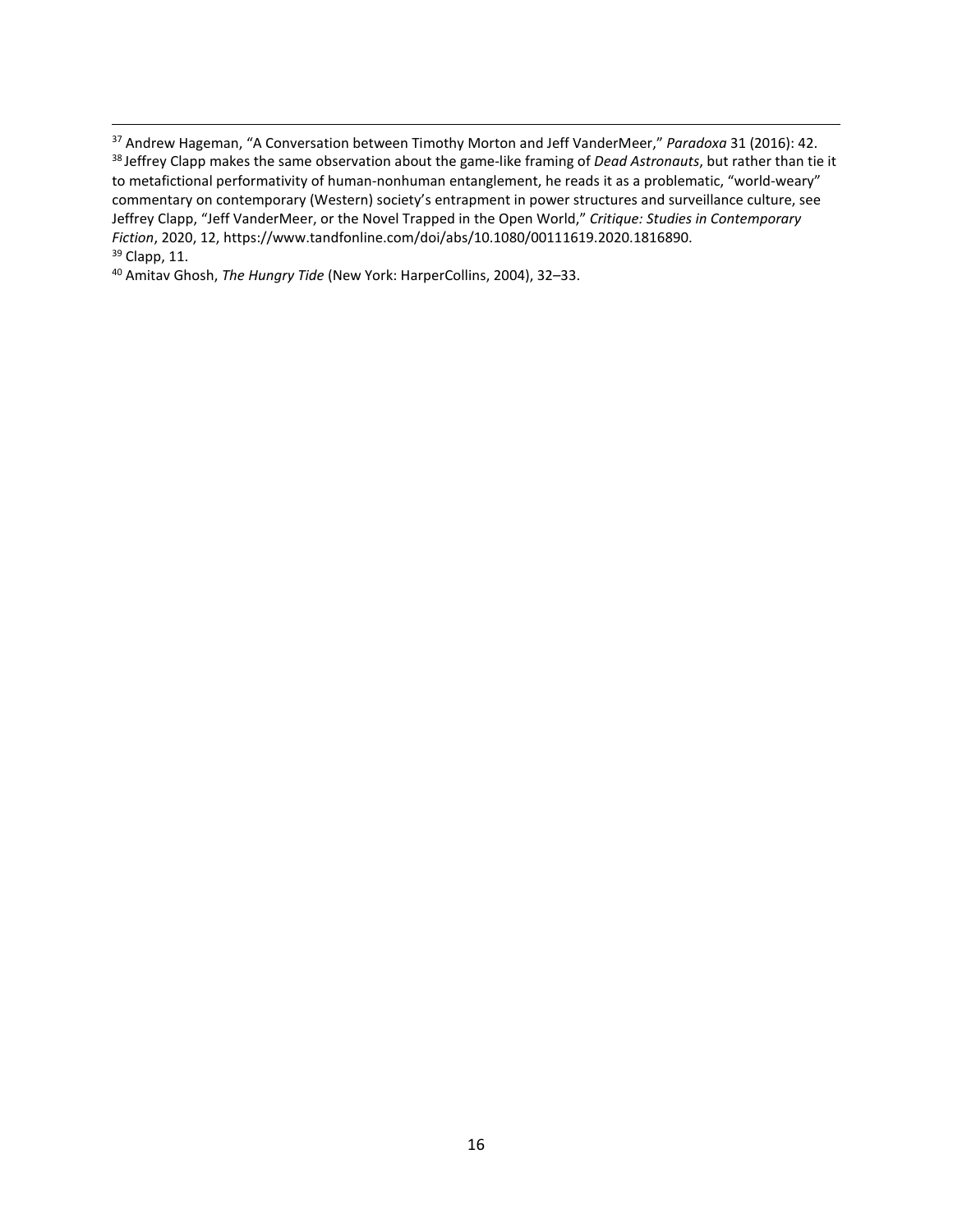[37] Andrew Hageman, “A Conversation between Timothy Morton and Jeff VanderMeer,” *Paradoxa* 31 (2016): 42.

[38] Jeffrey Clapp makes the same observation about the game-like framing of *Dead Astronauts*, but rather than tie it to metafictional performativity of human-nonhuman entanglement, he reads it as a problematic, “world-weary” commentary on contemporary (Western) society’s entrapment in power structures and surveillance culture, see Jeffrey Clapp, “Jeff VanderMeer, or the Novel Trapped in the Open World,” *Critique: Studies in Contemporary Fiction*, 2020, 12, https://www.tandfonline.com/doi/abs/10.1080/00111619.2020.1816890.

[39] Clapp, 11.

[40] Amitav Ghosh, *The Hungry Tide* (New York: HarperCollins, 2004), 32–33.